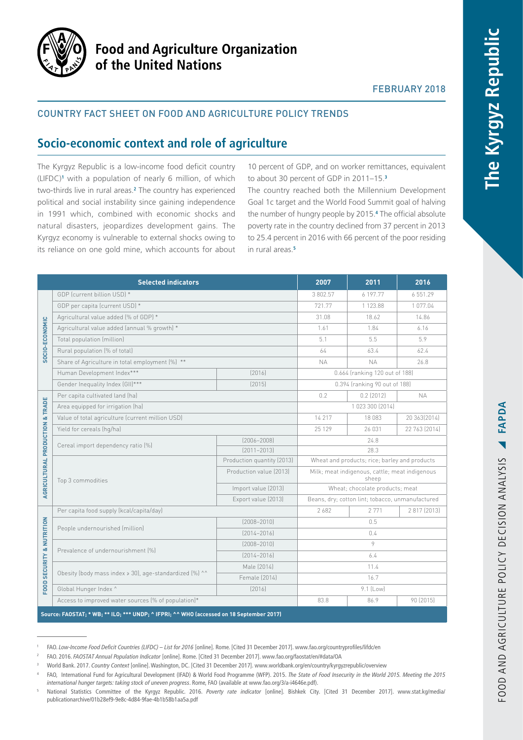Food and Agriculture Organization of the United Nations

FEBRUARY 2018

COUNTRY FACT SHEET ON FOOD AND AGRICULTURE POLICY TRENDS

# The Kyrgyz Republic

## Socio-economic context and role of agriculture

The Kyrgyz Republic is a low-income food deficit country (LIFDC)[1] with a population of nearly 6 million, of which two-thirds live in rural areas.[2] The country has experienced political and social instability since gaining independence in 1991 which, combined with economic shocks and natural disasters, jeopardizes development gains. The Kyrgyz economy is vulnerable to external shocks owing to its reliance on one gold mine, which accounts for about 10 percent of GDP, and on worker remittances, equivalent to about 30 percent of GDP in 2011–15.[3]

The country reached both the Millennium Development Goal 1c target and the World Food Summit goal of halving the number of hungry people by 2015.[4] The official absolute poverty rate in the country declined from 37 percent in 2013 to 25.4 percent in 2016 with 66 percent of the poor residing in rural areas.[5]

| | Selected indicators | | 2007 | 2011 | 2016 |
|---|---|---|---|---|---|
| SOCIO-ECONOMIC | GDP (current billion USD) * | | 3 802.57 | 6 197.77 | 6 551.29 |
| | GDP per capita (current USD) * | | 721.77 | 1 123.88 | 1 077.04 |
| | Agricultural value added (% of GDP) * | | 31.08 | 18.62 | 14.86 |
| | Agricultural value added (annual % growth) * | | 1.61 | 1.84 | 6.16 |
| | Total population (million) | | 5.1 | 5.5 | 5.9 |
| | Rural population (% of total) | | 64 | 63.4 | 62.4 |
| | Share of Agriculture in total employment (%) ** | | NA | NA | 26.8 |
| | Human Development Index*** | (2016) | 0.664 (ranking 120 out of 188) | | |
| | Gender Inequality Index (GII)*** | (2015) | 0.394 (ranking 90 out of 188) | | |
| AGRICULTURAL PRODUCTION & TRADE | Per capita cultivated land (ha) | | 0.2 | 0.2 (2012) | NA |
| | Area equipped for irrigation (ha) | | 1 023 300 (2014) | | |
| | Value of total agriculture (current million USD) | | 14 217 | 18 083 | 20 363(2014) |
| | Yield for cereals (hg/ha) | | 25 129 | 26 031 | 22 763 (2014) |
| | Cereal import dependency ratio (%) | (2006–2008) | 24.8 | | |
| | | (2011–2013) | 28.3 | | |
| | Top 3 commodities | Production quantity (2013) | Wheat and products; rice; barley and products | | |
| | | Production value (2013) | Milk; meat indigenous, cattle; meat indigenous sheep | | |
| | | Import value (2013) | Wheat; chocolate products; meat | | |
| | | Export value (2013) | Beans, dry; cotton lint; tobacco, unmanufactured | | |
| FOOD SECURITY & NUTRITION | Per capita food supply (kcal/capita/day) | | 2 682 | 2 771 | 2 817 (2013) |
| | People undernourished (million) | (2008–2010) | 0.5 | | |
| | | (2014–2016) | 0.4 | | |
| | Prevalence of undernourishment (%) | (2008–2010) | 9 | | |
| | | (2014–2016) | 6.4 | | |
| | Obesity (body mass index ≥ 30), age-standardized (%) ^^ | Male (2014) | 11.4 | | |
| | | Female (2014) | 16.7 | | |
| | Global Hunger Index ^ | (2016) | 9.1 (Low) | | |
| | Access to improved water sources (% of population)* | | 83.8 | 86.9 | 90 (2015) |

Source: FAOSTAT; * WB; ** ILO; *** UNDP; ^ IFPRI; ^^ WHO (accessed on 18 September 2017)

1 FAO. *Low-Income Food Deficit Countries (LIFDC) – List for 2016* [online]. Rome. [Cited 31 December 2017]. www.fao.org/countryprofiles/lifdc/en

2 FAO. 2016. *FAOSTAT Annual Population Indicator* [online]. Rome. [Cited 31 December 2017]. www.fao.org/faostat/en/#data/OA

3 World Bank. 2017. *Country Context* [online]. Washington, DC. [Cited 31 December 2017]. www.worldbank.org/en/country/kyrgyzrepublic/overview

4 FAO, International Fund for Agricultural Development (IFAD) & World Food Programme (WFP). 2015. *The State of Food Insecurity in the World 2015. Meeting the 2015 international hunger targets: taking stock of uneven progress*. Rome, FAO (available at www.fao.org/3/a-i4646e.pdf).

5 National Statistics Committee of the Kyrgyz Republic. 2016. *Poverty rate indicator* [online]. Bishkek City. [Cited 31 December 2017]. www.stat.kg/media/publicationarchive/01b28ef9-9e8c-4d84-9fae-4b1b58b1aa5a.pdf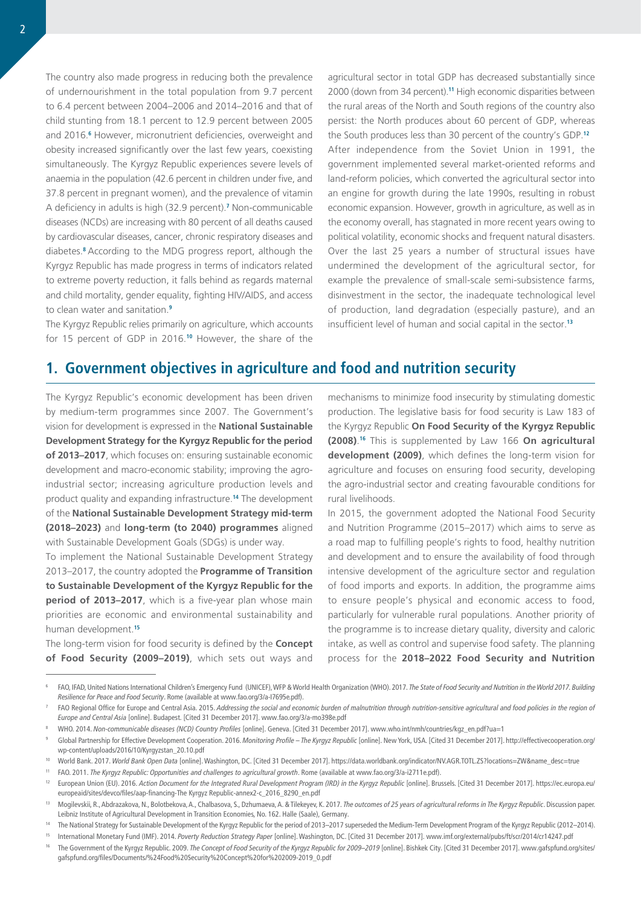The country also made progress in reducing both the prevalence of undernourishment in the total population from 9.7 percent to 6.4 percent between 2004–2006 and 2014–2016 and that of child stunting from 18.1 percent to 12.9 percent between 2005 and 2016.[6] However, micronutrient deficiencies, overweight and obesity increased significantly over the last few years, coexisting simultaneously. The Kyrgyz Republic experiences severe levels of anaemia in the population (42.6 percent in children under five, and 37.8 percent in pregnant women), and the prevalence of vitamin A deficiency in adults is high (32.9 percent).[7] Non-communicable diseases (NCDs) are increasing with 80 percent of all deaths caused by cardiovascular diseases, cancer, chronic respiratory diseases and diabetes.[8] According to the MDG progress report, although the Kyrgyz Republic has made progress in terms of indicators related to extreme poverty reduction, it falls behind as regards maternal and child mortality, gender equality, fighting HIV/AIDS, and access to clean water and sanitation.[9]

The Kyrgyz Republic relies primarily on agriculture, which accounts for 15 percent of GDP in 2016.[10] However, the share of the agricultural sector in total GDP has decreased substantially since 2000 (down from 34 percent).[11] High economic disparities between the rural areas of the North and South regions of the country also persist: the North produces about 60 percent of GDP, whereas the South produces less than 30 percent of the country's GDP.[12]

After independence from the Soviet Union in 1991, the government implemented several market-oriented reforms and land-reform policies, which converted the agricultural sector into an engine for growth during the late 1990s, resulting in robust economic expansion. However, growth in agriculture, as well as in the economy overall, has stagnated in more recent years owing to political volatility, economic shocks and frequent natural disasters. Over the last 25 years a number of structural issues have undermined the development of the agricultural sector, for example the prevalence of small-scale semi-subsistence farms, disinvestment in the sector, the inadequate technological level of production, land degradation (especially pasture), and an insufficient level of human and social capital in the sector.[13]

## 1. Government objectives in agriculture and food and nutrition security

The Kyrgyz Republic's economic development has been driven by medium-term programmes since 2007. The Government's vision for development is expressed in the **National Sustainable Development Strategy for the Kyrgyz Republic for the period of 2013–2017**, which focuses on: ensuring sustainable economic development and macro-economic stability; improving the agro-industrial sector; increasing agriculture production levels and product quality and expanding infrastructure.[14] The development of the **National Sustainable Development Strategy mid-term (2018–2023)** and **long-term (to 2040) programmes** aligned with Sustainable Development Goals (SDGs) is under way.

To implement the National Sustainable Development Strategy 2013–2017, the country adopted the **Programme of Transition to Sustainable Development of the Kyrgyz Republic for the period of 2013–2017**, which is a five-year plan whose main priorities are economic and environmental sustainability and human development.[15]

The long-term vision for food security is defined by the **Concept of Food Security (2009–2019)**, which sets out ways and mechanisms to minimize food insecurity by stimulating domestic production. The legislative basis for food security is Law 183 of the Kyrgyz Republic **On Food Security of the Kyrgyz Republic (2008)**.[16] This is supplemented by Law 166 **On agricultural development (2009)**, which defines the long-term vision for agriculture and focuses on ensuring food security, developing the agro-industrial sector and creating favourable conditions for rural livelihoods.

In 2015, the government adopted the National Food Security and Nutrition Programme (2015–2017) which aims to serve as a road map to fulfilling people's rights to food, healthy nutrition and development and to ensure the availability of food through intensive development of the agriculture sector and regulation of food imports and exports. In addition, the programme aims to ensure people's physical and economic access to food, particularly for vulnerable rural populations. Another priority of the programme is to increase dietary quality, diversity and caloric intake, as well as control and supervise food safety. The planning process for the **2018–2022 Food Security and Nutrition**

---

[6] FAO, IFAD, United Nations International Children's Emergency Fund (UNICEF), WFP & World Health Organization (WHO). 2017. *The State of Food Security and Nutrition in the World 2017. Building Resilience for Peace and Food Security*. Rome (available at www.fao.org/3/a-I7695e.pdf).

[7] FAO Regional Office for Europe and Central Asia. 2015. *Addressing the social and economic burden of malnutrition through nutrition-sensitive agricultural and food policies in the region of Europe and Central Asia* [online]. Budapest. [Cited 31 December 2017]. www.fao.org/3/a-mo398e.pdf

[8] WHO. 2014. *Non-communicable diseases (NCD) Country Profiles* [online]. Geneva. [Cited 31 December 2017]. www.who.int/nmh/countries/kgz_en.pdf?ua=1

[9] Global Partnership for Effective Development Cooperation. 2016. *Monitoring Profile – The Kyrgyz Republic* [online]. New York, USA. [Cited 31 December 2017]. http://effectivecooperation.org/wp-content/uploads/2016/10/Kyrgyzstan_20.10.pdf

[10] World Bank. 2017. *World Bank Open Data* [online]. Washington, DC. [Cited 31 December 2017]. https://data.worldbank.org/indicator/NV.AGR.TOTL.ZS?locations=ZW&name_desc=true

[11] FAO. 2011. *The Kyrgyz Republic: Opportunities and challenges to agricultural growth*. Rome (available at www.fao.org/3/a-i2711e.pdf).

[12] European Union (EU). 2016. *Action Document for the Integrated Rural Development Program (IRD) in the Kyrgyz Republic* [online]. Brussels. [Cited 31 December 2017]. https://ec.europa.eu/europeaid/sites/devco/files/aap-financing-The Kyrgyz Republic-annex2-c_2016_8290_en.pdf

[13] Mogilevskii, R., Abdrazakova, N., Bolotbekova, A., Chalbasova, S., Dzhumaeva, A. & Tilekeyev, K. 2017. *The outcomes of 25 years of agricultural reforms in The Kyrgyz Republic*. Discussion paper. Leibniz Institute of Agricultural Development in Transition Economies, No. 162. Halle (Saale), Germany.

[14] The National Strategy for Sustainable Development of the Kyrgyz Republic for the period of 2013–2017 superseded the Medium-Term Development Program of the Kyrgyz Republic (2012–2014).

[15] International Monetary Fund (IMF). 2014. *Poverty Reduction Strategy Paper* [online]. Washington, DC. [Cited 31 December 2017]. www.imf.org/external/pubs/ft/scr/2014/cr14247.pdf

[16] The Government of the Kyrgyz Republic. 2009. *The Concept of Food Security of the Kyrgyz Republic for 2009–2019* [online]. Bishkek City. [Cited 31 December 2017]. www.gafspfund.org/sites/gafspfund.org/files/Documents/%24Food%20Security%20Concept%20for%202009-2019_0.pdf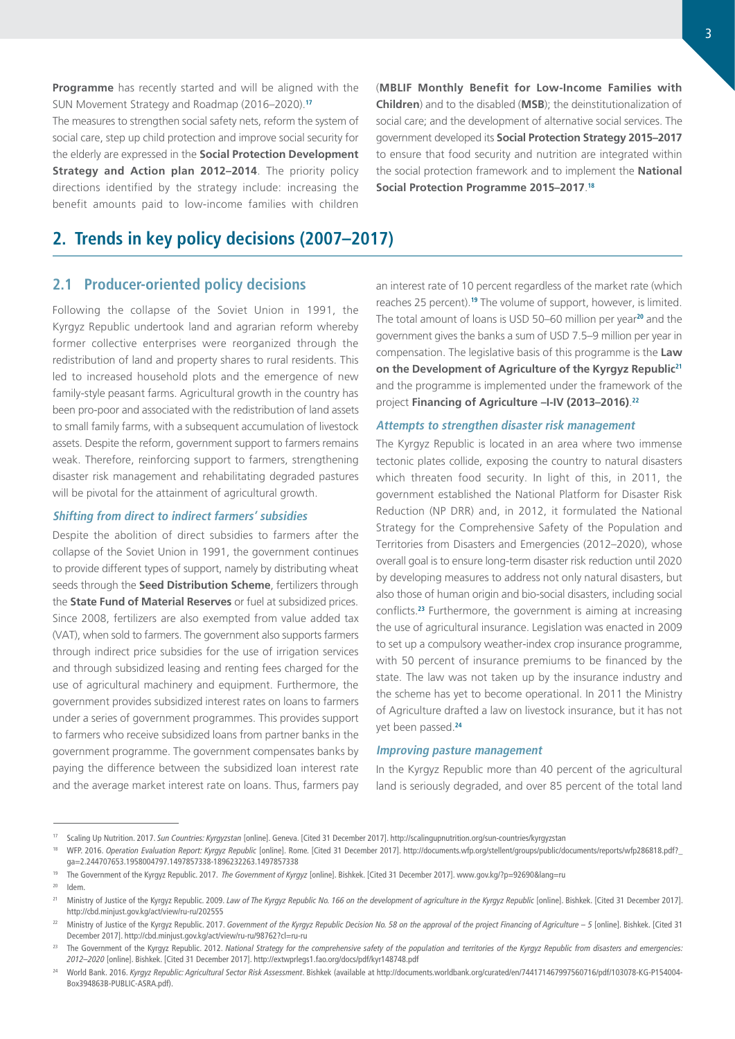**Programme** has recently started and will be aligned with the SUN Movement Strategy and Roadmap (2016–2020).[17]

The measures to strengthen social safety nets, reform the system of social care, step up child protection and improve social security for the elderly are expressed in the **Social Protection Development Strategy and Action plan 2012–2014**. The priority policy directions identified by the strategy include: increasing the benefit amounts paid to low-income families with children (**MBLIF Monthly Benefit for Low-Income Families with Children**) and to the disabled (**MSB**); the deinstitutionalization of social care; and the development of alternative social services. The government developed its **Social Protection Strategy 2015–2017** to ensure that food security and nutrition are integrated within the social protection framework and to implement the **National Social Protection Programme 2015–2017**.[18]

## 2. Trends in key policy decisions (2007–2017)

### 2.1 Producer-oriented policy decisions

Following the collapse of the Soviet Union in 1991, the Kyrgyz Republic undertook land and agrarian reform whereby former collective enterprises were reorganized through the redistribution of land and property shares to rural residents. This led to increased household plots and the emergence of new family-style peasant farms. Agricultural growth in the country has been pro-poor and associated with the redistribution of land assets to small family farms, with a subsequent accumulation of livestock assets. Despite the reform, government support to farmers remains weak. Therefore, reinforcing support to farmers, strengthening disaster risk management and rehabilitating degraded pastures will be pivotal for the attainment of agricultural growth.

#### *Shifting from direct to indirect farmers' subsidies*

Despite the abolition of direct subsidies to farmers after the collapse of the Soviet Union in 1991, the government continues to provide different types of support, namely by distributing wheat seeds through the **Seed Distribution Scheme**, fertilizers through the **State Fund of Material Reserves** or fuel at subsidized prices. Since 2008, fertilizers are also exempted from value added tax (VAT), when sold to farmers. The government also supports farmers through indirect price subsidies for the use of irrigation services and through subsidized leasing and renting fees charged for the use of agricultural machinery and equipment. Furthermore, the government provides subsidized interest rates on loans to farmers under a series of government programmes. This provides support to farmers who receive subsidized loans from partner banks in the government programme. The government compensates banks by paying the difference between the subsidized loan interest rate and the average market interest rate on loans. Thus, farmers pay an interest rate of 10 percent regardless of the market rate (which reaches 25 percent).[19] The volume of support, however, is limited. The total amount of loans is USD 50–60 million per year[20] and the government gives the banks a sum of USD 7.5–9 million per year in compensation. The legislative basis of this programme is the **Law on the Development of Agriculture of the Kyrgyz Republic**[21] and the programme is implemented under the framework of the project **Financing of Agriculture –I-IV (2013–2016)**.[22]

#### *Attempts to strengthen disaster risk management*

The Kyrgyz Republic is located in an area where two immense tectonic plates collide, exposing the country to natural disasters which threaten food security. In light of this, in 2011, the government established the National Platform for Disaster Risk Reduction (NP DRR) and, in 2012, it formulated the National Strategy for the Comprehensive Safety of the Population and Territories from Disasters and Emergencies (2012–2020), whose overall goal is to ensure long-term disaster risk reduction until 2020 by developing measures to address not only natural disasters, but also those of human origin and bio-social disasters, including social conflicts.[23] Furthermore, the government is aiming at increasing the use of agricultural insurance. Legislation was enacted in 2009 to set up a compulsory weather-index crop insurance programme, with 50 percent of insurance premiums to be financed by the state. The law was not taken up by the insurance industry and the scheme has yet to become operational. In 2011 the Ministry of Agriculture drafted a law on livestock insurance, but it has not yet been passed.[24]

#### *Improving pasture management*

In the Kyrgyz Republic more than 40 percent of the agricultural land is seriously degraded, and over 85 percent of the total land

---

[17] Scaling Up Nutrition. 2017. *Sun Countries: Kyrgyzstan* [online]. Geneva. [Cited 31 December 2017]. http://scalingupnutrition.org/sun-countries/kyrgyzstan

[18] WFP. 2016. *Operation Evaluation Report: Kyrgyz Republic* [online]. Rome. [Cited 31 December 2017]. http://documents.wfp.org/stellent/groups/public/documents/reports/wfp286818.pdf?_ga=2.244707653.1958004797.1497857338-1896232263.1497857338

[19] The Government of the Kyrgyz Republic. 2017. *The Government of Kyrgyz* [online]. Bishkek. [Cited 31 December 2017]. www.gov.kg/?p=92690&lang=ru

[20] Idem.

[21] Ministry of Justice of the Kyrgyz Republic. 2009. *Law of The Kyrgyz Republic No. 166 on the development of agriculture in the Kyrgyz Republic* [online]. Bishkek. [Cited 31 December 2017]. http://cbd.minjust.gov.kg/act/view/ru-ru/202555

[22] Ministry of Justice of the Kyrgyz Republic. 2017. *Government of the Kyrgyz Republic Decision No. 58 on the approval of the project Financing of Agriculture – 5* [online]. Bishkek. [Cited 31 December 2017]. http://cbd.minjust.gov.kg/act/view/ru-ru/98762?cl=ru-ru

[23] The Government of the Kyrgyz Republic. 2012. *National Strategy for the comprehensive safety of the population and territories of the Kyrgyz Republic from disasters and emergencies: 2012–2020* [online]. Bishkek. [Cited 31 December 2017]. http://extwprlegs1.fao.org/docs/pdf/kyr148748.pdf

[24] World Bank. 2016. *Kyrgyz Republic: Agricultural Sector Risk Assessment*. Bishkek (available at http://documents.worldbank.org/curated/en/744171467997560716/pdf/103078-KG-P154004-Box394863B-PUBLIC-ASRA.pdf).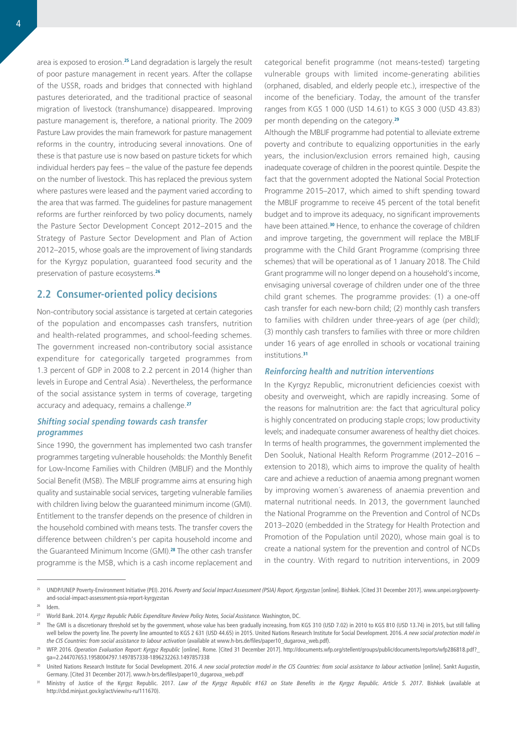area is exposed to erosion.[25] Land degradation is largely the result of poor pasture management in recent years. After the collapse of the USSR, roads and bridges that connected with highland pastures deteriorated, and the traditional practice of seasonal migration of livestock (transhumance) disappeared. Improving pasture management is, therefore, a national priority. The 2009 Pasture Law provides the main framework for pasture management reforms in the country, introducing several innovations. One of these is that pasture use is now based on pasture tickets for which individual herders pay fees – the value of the pasture fee depends on the number of livestock. This has replaced the previous system where pastures were leased and the payment varied according to the area that was farmed. The guidelines for pasture management reforms are further reinforced by two policy documents, namely the Pasture Sector Development Concept 2012–2015 and the Strategy of Pasture Sector Development and Plan of Action 2012–2015, whose goals are the improvement of living standards for the Kyrgyz population, guaranteed food security and the preservation of pasture ecosystems.[26]

## 2.2 Consumer-oriented policy decisions

Non-contributory social assistance is targeted at certain categories of the population and encompasses cash transfers, nutrition and health-related programmes, and school-feeding schemes. The government increased non-contributory social assistance expenditure for categorically targeted programmes from 1.3 percent of GDP in 2008 to 2.2 percent in 2014 (higher than levels in Europe and Central Asia) . Nevertheless, the performance of the social assistance system in terms of coverage, targeting accuracy and adequacy, remains a challenge.[27]

### *Shifting social spending towards cash transfer programmes*

Since 1990, the government has implemented two cash transfer programmes targeting vulnerable households: the Monthly Benefit for Low-Income Families with Children (MBLIF) and the Monthly Social Benefit (MSB). The MBLIF programme aims at ensuring high quality and sustainable social services, targeting vulnerable families with children living below the guaranteed minimum income (GMI). Entitlement to the transfer depends on the presence of children in the household combined with means tests. The transfer covers the difference between children's per capita household income and the Guaranteed Minimum Income (GMI).[28] The other cash transfer programme is the MSB, which is a cash income replacement and categorical benefit programme (not means-tested) targeting vulnerable groups with limited income-generating abilities (orphaned, disabled, and elderly people etc.), irrespective of the income of the beneficiary. Today, the amount of the transfer ranges from KGS 1 000 (USD 14.61) to KGS 3 000 (USD 43.83) per month depending on the category.[29]

Although the MBLIF programme had potential to alleviate extreme poverty and contribute to equalizing opportunities in the early years, the inclusion/exclusion errors remained high, causing inadequate coverage of children in the poorest quintile. Despite the fact that the government adopted the National Social Protection Programme 2015–2017, which aimed to shift spending toward the MBLIF programme to receive 45 percent of the total benefit budget and to improve its adequacy, no significant improvements have been attained.[30] Hence, to enhance the coverage of children and improve targeting, the government will replace the MBLIF programme with the Child Grant Programme (comprising three schemes) that will be operational as of 1 January 2018. The Child Grant programme will no longer depend on a household's income, envisaging universal coverage of children under one of the three child grant schemes. The programme provides: (1) a one-off cash transfer for each new-born child; (2) monthly cash transfers to families with children under three-years of age (per child); (3) monthly cash transfers to families with three or more children under 16 years of age enrolled in schools or vocational training institutions.[31]

### *Reinforcing health and nutrition interventions*

In the Kyrgyz Republic, micronutrient deficiencies coexist with obesity and overweight, which are rapidly increasing. Some of the reasons for malnutrition are: the fact that agricultural policy is highly concentrated on producing staple crops; low productivity levels; and inadequate consumer awareness of healthy diet choices. In terms of health programmes, the government implemented the Den Sooluk, National Health Reform Programme (2012–2016 – extension to 2018), which aims to improve the quality of health care and achieve a reduction of anaemia among pregnant women by improving women´s awareness of anaemia prevention and maternal nutritional needs. In 2013, the government launched the National Programme on the Prevention and Control of NCDs 2013–2020 (embedded in the Strategy for Health Protection and Promotion of the Population until 2020), whose main goal is to create a national system for the prevention and control of NCDs in the country. With regard to nutrition interventions, in 2009

---

[25] UNDP/UNEP Poverty-Environment Initiative (PEI). 2016. *Poverty and Social Impact Assessment (PSIA) Report, Kyrgyzstan* [online]. Bishkek. [Cited 31 December 2017]. www.unpei.org/poverty-and-social-impact-assessment-psia-report-kyrgyzstan

[26] Idem.

[27] World Bank. 2014. *Kyrgyz Republic Public Expenditure Review Policy Notes, Social Assistance.* Washington, DC.

[28] The GMI is a discretionary threshold set by the government, whose value has been gradually increasing, from KGS 310 (USD 7.02) in 2010 to KGS 810 (USD 13.74) in 2015, but still falling well below the poverty line. The poverty line amounted to KGS 2 631 (USD 44.65) in 2015. United Nations Research Institute for Social Development. 2016. *A new social protection model in the CIS Countries: from social assistance to labour activation* (available at www.h-brs.de/files/paper10_dugarova_web.pdf).

[29] WFP. 2016. *Operation Evaluation Report: Kyrgyz Republic* [online]. Rome. [Cited 31 December 2017]. http://documents.wfp.org/stellent/groups/public/documents/reports/wfp286818.pdf?_ga=2.244707653.1958004797.1497857338-1896232263.1497857338

[30] United Nations Research Institute for Social Development. 2016. *A new social protection model in the CIS Countries: from social assistance to labour activation* [online]. Sankt Augustin, Germany. [Cited 31 December 2017]. www.h-brs.de/files/paper10_dugarova_web.pdf

[31] Ministry of Justice of the Kyrgyz Republic. 2017. *Law of the Kyrgyz Republic #163 on State Benefits in the Kyrgyz Republic. Article 5. 2017*. Bishkek (available at http://cbd.minjust.gov.kg/act/view/ru-ru/111670).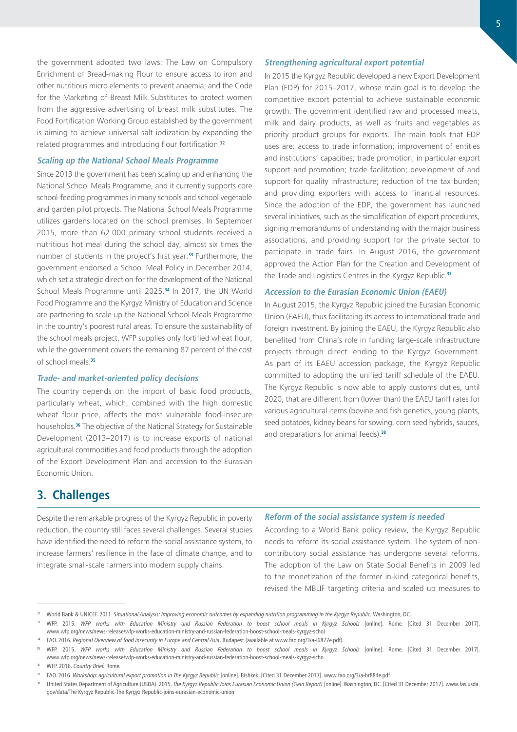the government adopted two laws: The Law on Compulsory Enrichment of Bread-making Flour to ensure access to iron and other nutritious micro elements to prevent anaemia; and the Code for the Marketing of Breast Milk Substitutes to protect women from the aggressive advertising of breast milk substitutes. The Food Fortification Working Group established by the government is aiming to achieve universal salt iodization by expanding the related programmes and introducing flour fortification.[32]

### *Scaling up the National School Meals Programme*

Since 2013 the government has been scaling up and enhancing the National School Meals Programme, and it currently supports core school-feeding programmes in many schools and school vegetable and garden pilot projects. The National School Meals Programme utilizes gardens located on the school premises. In September 2015, more than 62 000 primary school students received a nutritious hot meal during the school day, almost six times the number of students in the project's first year.[33] Furthermore, the government endorsed a School Meal Policy in December 2014, which set a strategic direction for the development of the National School Meals Programme until 2025.[34] In 2017, the UN World Food Programme and the Kyrgyz Ministry of Education and Science are partnering to scale up the National School Meals Programme in the country's poorest rural areas. To ensure the sustainability of the school meals project, WFP supplies only fortified wheat flour, while the government covers the remaining 87 percent of the cost of school meals.[35]

### *Trade- and market-oriented policy decisions*

The country depends on the import of basic food products, particularly wheat, which, combined with the high domestic wheat flour price, affects the most vulnerable food-insecure households.[36] The objective of the National Strategy for Sustainable Development (2013–2017) is to increase exports of national agricultural commodities and food products through the adoption of the Export Development Plan and accession to the Eurasian Economic Union.

### *Strengthening agricultural export potential*

In 2015 the Kyrgyz Republic developed a new Export Development Plan (EDP) for 2015–2017, whose main goal is to develop the competitive export potential to achieve sustainable economic growth. The government identified raw and processed meats, milk and dairy products, as well as fruits and vegetables as priority product groups for exports. The main tools that EDP uses are: access to trade information; improvement of entities and institutions' capacities; trade promotion, in particular export support and promotion; trade facilitation; development of and support for quality infrastructure; reduction of the tax burden; and providing exporters with access to financial resources. Since the adoption of the EDP, the government has launched several initiatives, such as the simplification of export procedures, signing memorandums of understanding with the major business associations, and providing support for the private sector to participate in trade fairs. In August 2016, the government approved the Action Plan for the Creation and Development of the Trade and Logistics Centres in the Kyrgyz Republic.[37]

### *Accession to the Eurasian Economic Union (EAEU)*

In August 2015, the Kyrgyz Republic joined the Eurasian Economic Union (EAEU), thus facilitating its access to international trade and foreign investment. By joining the EAEU, the Kyrgyz Republic also benefited from China's role in funding large-scale infrastructure projects through direct lending to the Kyrgyz Government. As part of its EAEU accession package, the Kyrgyz Republic committed to adopting the unified tariff schedule of the EAEU. The Kyrgyz Republic is now able to apply customs duties, until 2020, that are different from (lower than) the EAEU tariff rates for various agricultural items (bovine and fish genetics, young plants, seed potatoes, kidney beans for sowing, corn seed hybrids, sauces, and preparations for animal feeds).[38]

## 3. Challenges

Despite the remarkable progress of the Kyrgyz Republic in poverty reduction, the country still faces several challenges. Several studies have identified the need to reform the social assistance system, to increase farmers' resilience in the face of climate change, and to integrate small-scale farmers into modern supply chains.

### *Reform of the social assistance system is needed*

According to a World Bank policy review, the Kyrgyz Republic needs to reform its social assistance system. The system of non-contributory social assistance has undergone several reforms. The adoption of the Law on State Social Benefits in 2009 led to the monetization of the former in-kind categorical benefits, revised the MBLIF targeting criteria and scaled up measures to

---

[32] World Bank & UNICEF. 2011. *Situational Analysis: Improving economic outcomes by expanding nutrition programming in the Kyrgyz Republic.* Washington, DC.

[33] WFP. 2015. *WFP works with Education Ministry and Russian Federation to boost school meals in Kyrgyz Schools* [online]. Rome. [Cited 31 December 2017]. www.wfp.org/news/news-release/wfp-works-education-ministry-and-russian-federation-boost-school-meals-kyrgyz-scho)

[34] FAO. 2016. *Regional Overview of food insecurity in Europe and Central Asia*. Budapest (available at www.fao.org/3/a-i6877e.pdf).

[35] WFP. 2015. *WFP works with Education Ministry and Russian Federation to boost school meals in Kyrgyz Schools* [online]. Rome. [Cited 31 December 2017]. www.wfp.org/news/news-release/wfp-works-education-ministry-and-russian-federation-boost-school-meals-kyrgyz-scho

[36] WFP. 2016. *Country Brief.* Rome.

[37] FAO. 2016. *Workshop: agricultural export promotion in The Kyrgyz Republic* [online]. Bishkek. [Cited 31 December 2017]. www.fao.org/3/a-br884e.pdf

[38] United States Department of Agriculture (USDA). 2015. *The Kyrgyz Republic Joins Eurasian Economic Union (Gain Report)* [online]. Washington, DC. [Cited 31 December 2017]. www.fas.usda.gov/data/The Kyrgyz Republic-The Kyrgyz Republic-joins-eurasian-economic-union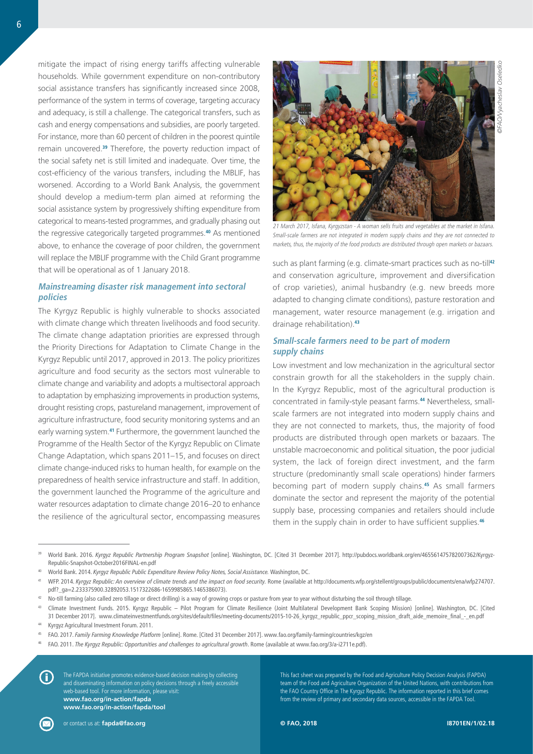mitigate the impact of rising energy tariffs affecting vulnerable households. While government expenditure on non-contributory social assistance transfers has significantly increased since 2008, performance of the system in terms of coverage, targeting accuracy and adequacy, is still a challenge. The categorical transfers, such as cash and energy compensations and subsidies, are poorly targeted. For instance, more than 60 percent of children in the poorest quintile remain uncovered.[39] Therefore, the poverty reduction impact of the social safety net is still limited and inadequate. Over time, the cost-efficiency of the various transfers, including the MBLIF, has worsened. According to a World Bank Analysis, the government should develop a medium-term plan aimed at reforming the social assistance system by progressively shifting expenditure from categorical to means-tested programmes, and gradually phasing out the regressive categorically targeted programmes.[40] As mentioned above, to enhance the coverage of poor children, the government will replace the MBLIF programme with the Child Grant programme that will be operational as of 1 January 2018.

### Mainstreaming disaster risk management into sectoral policies

The Kyrgyz Republic is highly vulnerable to shocks associated with climate change which threaten livelihoods and food security. The climate change adaptation priorities are expressed through the Priority Directions for Adaptation to Climate Change in the Kyrgyz Republic until 2017, approved in 2013. The policy prioritizes agriculture and food security as the sectors most vulnerable to climate change and variability and adopts a multisectoral approach to adaptation by emphasizing improvements in production systems, drought resisting crops, pastureland management, improvement of agriculture infrastructure, food security monitoring systems and an early warning system.[41] Furthermore, the government launched the Programme of the Health Sector of the Kyrgyz Republic on Climate Change Adaptation, which spans 2011–15, and focuses on direct climate change-induced risks to human health, for example on the preparedness of health service infrastructure and staff. In addition, the government launched the Programme of the agriculture and water resources adaptation to climate change 2016–20 to enhance the resilience of the agricultural sector, encompassing measures such as plant farming (e.g. climate-smart practices such as no-till[42] and conservation agriculture, improvement and diversification of crop varieties), animal husbandry (e.g. new breeds more adapted to changing climate conditions), pasture restoration and management, water resource management (e.g. irrigation and drainage rehabilitation).[43]

©FAO/Vyacheslav Oseledko

*21 March 2017, Isfana, Kyrgyzstan - A woman sells fruits and vegetables at the market in Isfana. Small-scale farmers are not integrated in modern supply chains and they are not connected to markets, thus, the majority of the food products are distributed through open markets or bazaars.*

### Small-scale farmers need to be part of modern supply chains

Low investment and low mechanization in the agricultural sector constrain growth for all the stakeholders in the supply chain. In the Kyrgyz Republic, most of the agricultural production is concentrated in family-style peasant farms.[44] Nevertheless, small-scale farmers are not integrated into modern supply chains and they are not connected to markets, thus, the majority of food products are distributed through open markets or bazaars. The unstable macroeconomic and political situation, the poor judicial system, the lack of foreign direct investment, and the farm structure (predominantly small scale operations) hinder farmers becoming part of modern supply chains.[45] As small farmers dominate the sector and represent the majority of the potential supply base, processing companies and retailers should include them in the supply chain in order to have sufficient supplies.[46]

---

[39] World Bank. 2016. *Kyrgyz Republic Partnership Program Snapshot* [online]. Washington, DC. [Cited 31 December 2017]. http://pubdocs.worldbank.org/en/465561475782007362/Kyrgyz-Republic-Snapshot-October2016FINAL-en.pdf

[40] World Bank. 2014. *Kyrgyz Republic Public Expenditure Review Policy Notes, Social Assistance.* Washington, DC.

[41] WFP. 2014. *Kyrgyz Republic: An overview of climate trends and the impact on food security.* Rome (available at http://documents.wfp.org/stellent/groups/public/documents/ena/wfp274707.pdf?_ga=2.233375900.32892053.1517322686-1659985865.1465386073).

[42] No-till farming (also called zero tillage or direct drilling) is a way of growing crops or pasture from year to year without disturbing the soil through tillage.

[43] Climate Investment Funds. 2015. Kyrgyz Republic – Pilot Program for Climate Resilience (Joint Multilateral Development Bank Scoping Mission) [online]. Washington, DC. [Cited 31 December 2017]. www.climateinvestmentfunds.org/sites/default/files/meeting-documents/2015-10-26_kyrgyz_republic_ppcr_scoping_mission_draft_aide_memoire_final_-_en.pdf

[44] Kyrgyz Agricultural Investment Forum. 2011.

[45] FAO. 2017. *Family Farming Knowledge Platform* [online]. Rome. [Cited 31 December 2017]. www.fao.org/family-farming/countries/kgz/en

[46] FAO. 2011. *The Kyrgyz Republic: Opportunities and challenges to agricultural growth*. Rome (available at www.fao.org/3/a-i2711e.pdf).

The FAPDA initiative promotes evidence-based decision making by collecting and disseminating information on policy decisions through a freely accessible web-based tool. For more information, please visit:
**www.fao.org/in-action/fapda**
**www.fao.org/in-action/fapda/tool**

or contact us at: **fapda@fao.org**

This fact sheet was prepared by the Food and Agriculture Policy Decision Analysis (FAPDA) team of the Food and Agriculture Organization of the United Nations, with contributions from the FAO Country Office in The Kyrgyz Republic. The information reported in this brief comes from the review of primary and secondary data sources, accessible in the FAPDA Tool.

© FAO, 2018

I8701EN/1/02.18